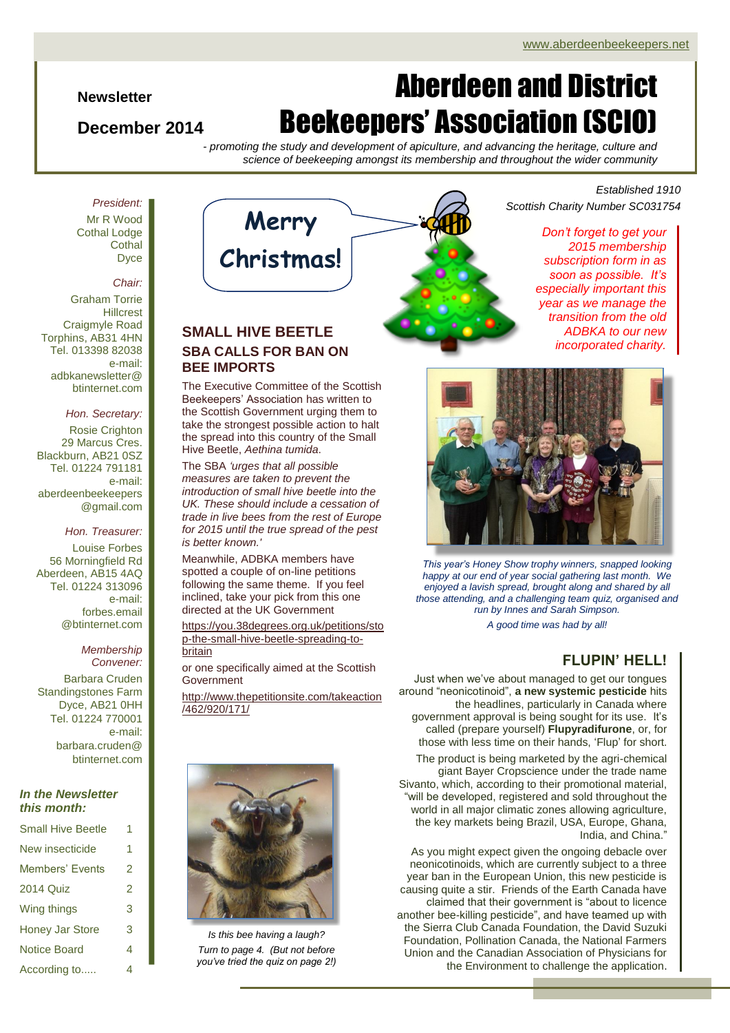www.aberdeenbeekeepers.net

**Newsletter**

**December 2014**

# Aberdeen and District Beekeepers' Association (SCIO)

*- promoting the study and development of apiculture, and advancing the heritage, culture and science of beekeeping amongst its membership and throughout the wider community*

*Established 1910*
*Scottish Charity Number SC031754*

*President:*
Mr R Wood
Cothal Lodge
Cothal
Dyce

*Chair:*
Graham Torrie
Hillcrest
Craigmyle Road
Torphins, AB31 4HN
Tel. 013398 82038
e-mail:
adbkanewsletter@btinternet.com

*Hon. Secretary:*
Rosie Crighton
29 Marcus Cres.
Blackburn, AB21 0SZ
Tel. 01224 791181
e-mail:
aberdeenbeekeepers@gmail.com

*Hon. Treasurer:*
Louise Forbes
56 Morningfield Rd
Aberdeen, AB15 4AQ
Tel. 01224 313096
e-mail:
forbes.email@btinternet.com

*Membership Convener:*
Barbara Cruden
Standingstones Farm
Dyce, AB21 0HH
Tel. 01224 770001
e-mail:
barbara.cruden@btinternet.com

***In the Newsletter this month:***

| | |
|---|---|
| Small Hive Beetle | 1 |
| New insecticide | 1 |
| Members' Events | 2 |
| 2014 Quiz | 2 |
| Wing things | 3 |
| Honey Jar Store | 3 |
| Notice Board | 4 |
| According to..... | 4 |

Merry Christmas!

*Don't forget to get your 2015 membership subscription form in as soon as possible. It's especially important this year as we manage the transition from the old ADBKA to our new incorporated charity.*

## SMALL HIVE BEETLE

### SBA CALLS FOR BAN ON BEE IMPORTS

The Executive Committee of the Scottish Beekeepers' Association has written to the Scottish Government urging them to take the strongest possible action to halt the spread into this country of the Small Hive Beetle, *Aethina tumida*.

The SBA *'urges that all possible measures are taken to prevent the introduction of small hive beetle into the UK. These should include a cessation of trade in live bees from the rest of Europe for 2015 until the true spread of the pest is better known.'*

Meanwhile, ADBKA members have spotted a couple of on-line petitions following the same theme. If you feel inclined, take your pick from this one directed at the UK Government

https://you.38degrees.org.uk/petitions/stop-the-small-hive-beetle-spreading-to-britain

or one specifically aimed at the Scottish Government

http://www.thepetitionsite.com/takeaction/462/920/171/

*Is this bee having a laugh? Turn to page 4. (But not before you've tried the quiz on page 2!)*

*This year's Honey Show trophy winners, snapped looking happy at our end of year social gathering last month. We enjoyed a lavish spread, brought along and shared by all those attending, and a challenging team quiz, organised and run by Innes and Sarah Simpson.*

*A good time was had by all!*

## FLUPIN' HELL!

Just when we've about managed to get our tongues around "neonicotinoid", **a new systemic pesticide** hits the headlines, particularly in Canada where government approval is being sought for its use. It's called (prepare yourself) **Flupyradifurone**, or, for those with less time on their hands, 'Flup' for short.

The product is being marketed by the agri-chemical giant Bayer Cropscience under the trade name Sivanto, which, according to their promotional material, "will be developed, registered and sold throughout the world in all major climatic zones allowing agriculture, the key markets being Brazil, USA, Europe, Ghana, India, and China."

As you might expect given the ongoing debacle over neonicotinoids, which are currently subject to a three year ban in the European Union, this new pesticide is causing quite a stir. Friends of the Earth Canada have claimed that their government is "about to licence another bee-killing pesticide", and have teamed up with the Sierra Club Canada Foundation, the David Suzuki Foundation, Pollination Canada, the National Farmers Union and the Canadian Association of Physicians for the Environment to challenge the application.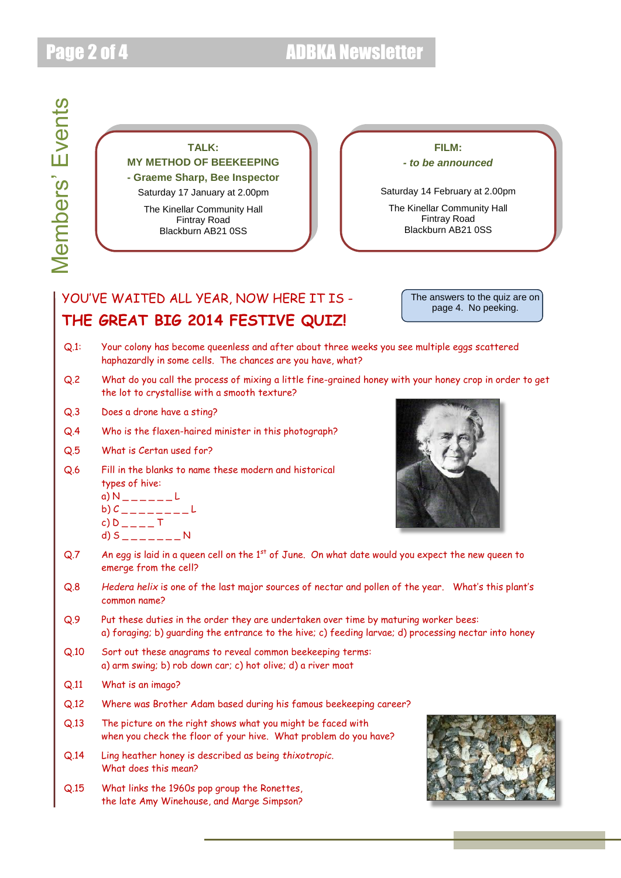# Members' Events

**TALK:**

**MY METHOD OF BEEKEEPING**

**- Graeme Sharp, Bee Inspector**

Saturday 17 January at 2.00pm

The Kinellar Community Hall
Fintray Road
Blackburn AB21 0SS

**FILM:**

***- to be announced***

Saturday 14 February at 2.00pm

The Kinellar Community Hall
Fintray Road
Blackburn AB21 0SS

## YOU'VE WAITED ALL YEAR, NOW HERE IT IS -

## THE GREAT BIG 2014 FESTIVE QUIZ!

The answers to the quiz are on page 4. No peeking.

Q.1: Your colony has become queenless and after about three weeks you see multiple eggs scattered haphazardly in some cells. The chances are you have, what?

Q.2 What do you call the process of mixing a little fine-grained honey with your honey crop in order to get the lot to crystallise with a smooth texture?

Q.3 Does a drone have a sting?

Q.4 Who is the flaxen-haired minister in this photograph?

Q.5 What is Certan used for?

Q.6 Fill in the blanks to name these modern and historical types of hive:
a) N _ _ _ _ _ _ L
b) C _ _ _ _ _ _ _ _ L
c) D _ _ _ _ T
d) S _ _ _ _ _ _ _ N

Q.7 An egg is laid in a queen cell on the 1st of June. On what date would you expect the new queen to emerge from the cell?

Q.8 *Hedera helix* is one of the last major sources of nectar and pollen of the year. What's this plant's common name?

Q.9 Put these duties in the order they are undertaken over time by maturing worker bees:
a) foraging; b) guarding the entrance to the hive; c) feeding larvae; d) processing nectar into honey

Q.10 Sort out these anagrams to reveal common beekeeping terms:
a) arm swing; b) rob down car; c) hot olive; d) a river moat

Q.11 What is an imago?

Q.12 Where was Brother Adam based during his famous beekeeping career?

Q.13 The picture on the right shows what you might be faced with when you check the floor of your hive. What problem do you have?

Q.14 Ling heather honey is described as being *thixotropic*. What does this mean?

Q.15 What links the 1960s pop group the Ronettes, the late Amy Winehouse, and Marge Simpson?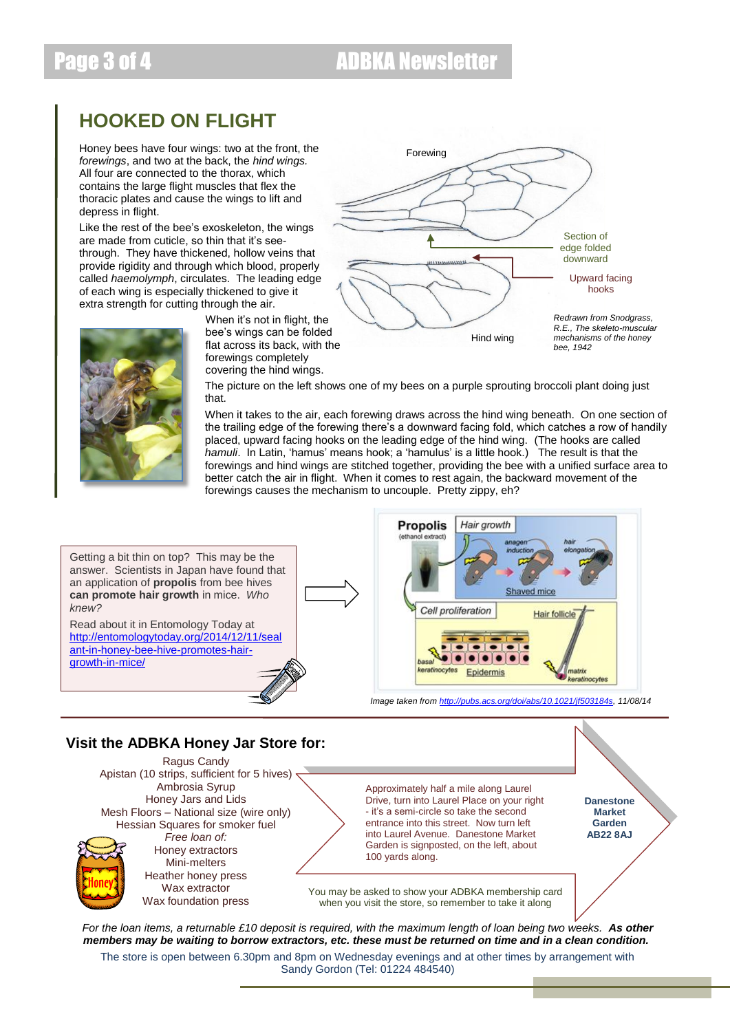## HOOKED ON FLIGHT

Honey bees have four wings: two at the front, the *forewings*, and two at the back, the *hind wings.* All four are connected to the thorax, which contains the large flight muscles that flex the thoracic plates and cause the wings to lift and depress in flight.

Like the rest of the bee's exoskeleton, the wings are made from cuticle, so thin that it's see-through. They have thickened, hollow veins that provide rigidity and through which blood, properly called *haemolymph*, circulates. The leading edge of each wing is especially thickened to give it extra strength for cutting through the air.

Forewing

Section of edge folded downward

Upward facing hooks

Hind wing

*Redrawn from Snodgrass, R.E., The skeleto-muscular mechanisms of the honey bee, 1942*

When it's not in flight, the bee's wings can be folded flat across its back, with the forewings completely covering the hind wings.

The picture on the left shows one of my bees on a purple sprouting broccoli plant doing just that.

When it takes to the air, each forewing draws across the hind wing beneath. On one section of the trailing edge of the forewing there's a downward facing fold, which catches a row of handily placed, upward facing hooks on the leading edge of the hind wing. (The hooks are called *hamuli*. In Latin, 'hamus' means hook; a 'hamulus' is a little hook.) The result is that the forewings and hind wings are stitched together, providing the bee with a unified surface area to better catch the air in flight. When it comes to rest again, the backward movement of the forewings causes the mechanism to uncouple. Pretty zippy, eh?

Getting a bit thin on top? This may be the answer. Scientists in Japan have found that an application of **propolis** from bee hives **can promote hair growth** in mice. *Who knew?*

Read about it in Entomology Today at [http://entomologytoday.org/2014/12/11/sealant-in-honey-bee-hive-promotes-hair-growth-in-mice/](http://entomologytoday.org/2014/12/11/sealant-in-honey-bee-hive-promotes-hair-growth-in-mice/)

Propolis (ethanol extract) — Hair growth: anagen induction, hair elongation, Shaved mice — Cell proliferation: Hair follicle, basal keratinocytes, Epidermis, matrix keratinocytes

*Image taken from [http://pubs.acs.org/doi/abs/10.1021/jf503184s](http://pubs.acs.org/doi/abs/10.1021/jf503184s), 11/08/14*

### Visit the ADBKA Honey Jar Store for:

Ragus Candy
Apistan (10 strips, sufficient for 5 hives)
Ambrosia Syrup
Honey Jars and Lids
Mesh Floors – National size (wire only)
Hessian Squares for smoker fuel
*Free loan of:*
Honey extractors
Mini-melters
Heather honey press
Wax extractor
Wax foundation press

Approximately half a mile along Laurel Drive, turn into Laurel Place on your right - it's a semi-circle so take the second entrance into this street. Now turn left into Laurel Avenue. Danestone Market Garden is signposted, on the left, about 100 yards along.

**Danestone Market Garden AB22 8AJ**

You may be asked to show your ADBKA membership card when you visit the store, so remember to take it along

*For the loan items, a returnable £10 deposit is required, with the maximum length of loan being two weeks.* ***As other members may be waiting to borrow extractors, etc. these must be returned on time and in a clean condition.***

The store is open between 6.30pm and 8pm on Wednesday evenings and at other times by arrangement with Sandy Gordon (Tel: 01224 484540)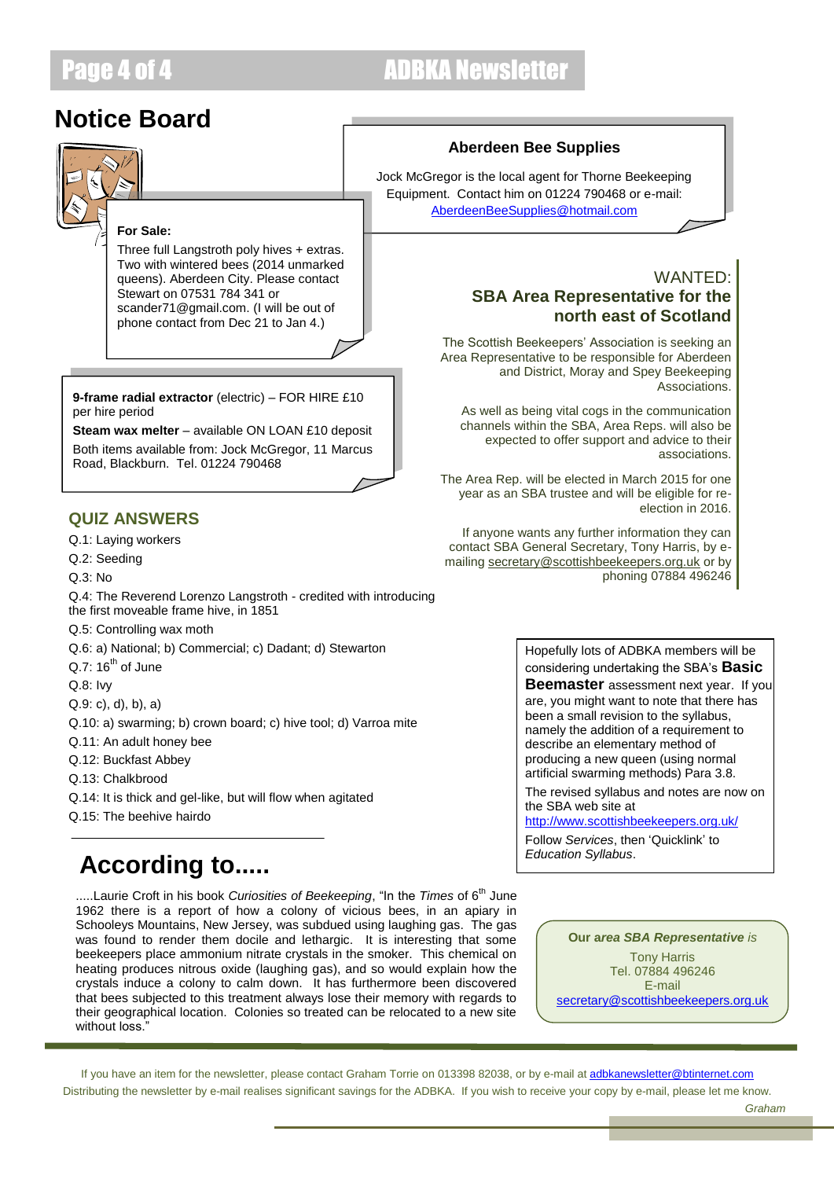# Notice Board

### Aberdeen Bee Supplies

Jock McGregor is the local agent for Thorne Beekeeping Equipment. Contact him on 01224 790468 or e-mail: AberdeenBeeSupplies@hotmail.com

**For Sale:**

Three full Langstroth poly hives + extras. Two with wintered bees (2014 unmarked queens). Aberdeen City. Please contact Stewart on 07531 784 341 or scander71@gmail.com. (I will be out of phone contact from Dec 21 to Jan 4.)

**9-frame radial extractor** (electric) – FOR HIRE £10 per hire period

**Steam wax melter** – available ON LOAN £10 deposit

Both items available from: Jock McGregor, 11 Marcus Road, Blackburn. Tel. 01224 790468

## WANTED: SBA Area Representative for the north east of Scotland

The Scottish Beekeepers' Association is seeking an Area Representative to be responsible for Aberdeen and District, Moray and Spey Beekeeping Associations.

As well as being vital cogs in the communication channels within the SBA, Area Reps. will also be expected to offer support and advice to their associations.

The Area Rep. will be elected in March 2015 for one year as an SBA trustee and will be eligible for re-election in 2016.

If anyone wants any further information they can contact SBA General Secretary, Tony Harris, by e-mailing secretary@scottishbeekeepers.org.uk or by phoning 07884 496246

## QUIZ ANSWERS

Q.1: Laying workers

Q.2: Seeding

Q.3: No

Q.4: The Reverend Lorenzo Langstroth - credited with introducing the first moveable frame hive, in 1851

Q.5: Controlling wax moth

Q.6: a) National; b) Commercial; c) Dadant; d) Stewarton

Q.7: 16th of June

Q.8: Ivy

Q.9: c), d), b), a)

Q.10: a) swarming; b) crown board; c) hive tool; d) Varroa mite

Q.11: An adult honey bee

Q.12: Buckfast Abbey

Q.13: Chalkbrood

Q.14: It is thick and gel-like, but will flow when agitated

Q.15: The beehive hairdo

Hopefully lots of ADBKA members will be considering undertaking the SBA's **Basic Beemaster** assessment next year. If you are, you might want to note that there has been a small revision to the syllabus, namely the addition of a requirement to describe an elementary method of producing a new queen (using normal artificial swarming methods) Para 3.8.

The revised syllabus and notes are now on the SBA web site at http://www.scottishbeekeepers.org.uk/

Follow *Services*, then 'Quicklink' to *Education Syllabus*.

# According to.....

.....Laurie Croft in his book *Curiosities of Beekeeping*, "In the *Times* of 6th June 1962 there is a report of how a colony of vicious bees, in an apiary in Schooleys Mountains, New Jersey, was subdued using laughing gas. The gas was found to render them docile and lethargic. It is interesting that some beekeepers place ammonium nitrate crystals in the smoker. This chemical on heating produces nitrous oxide (laughing gas), and so would explain how the crystals induce a colony to calm down. It has furthermore been discovered that bees subjected to this treatment always lose their memory with regards to their geographical location. Colonies so treated can be relocated to a new site without loss."

**Our area *SBA Representative* is**

Tony Harris
Tel. 07884 496246
E-mail
secretary@scottishbeekeepers.org.uk

If you have an item for the newsletter, please contact Graham Torrie on 013398 82038, or by e-mail at adbkanewsletter@btinternet.com

Distributing the newsletter by e-mail realises significant savings for the ADBKA. If you wish to receive your copy by e-mail, please let me know.

*Graham*